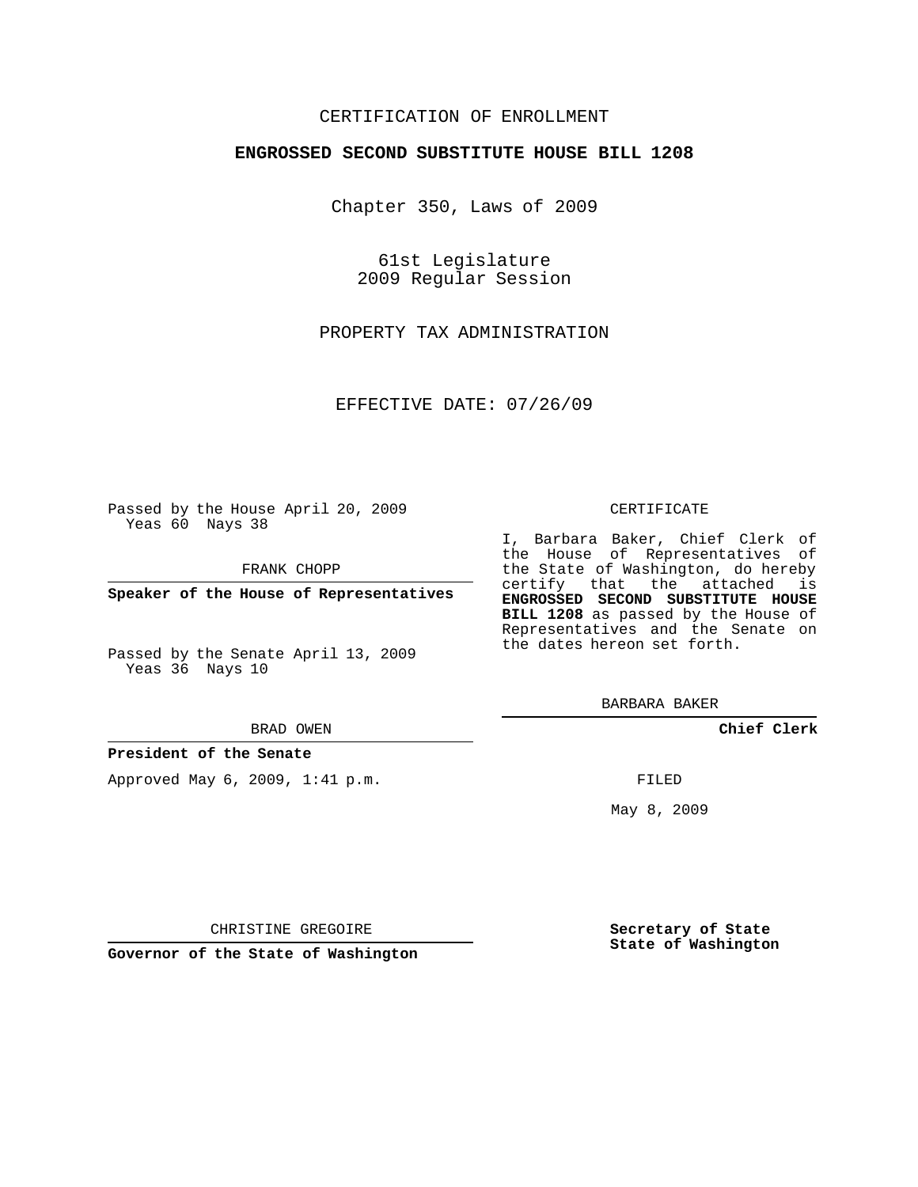CERTIFICATION OF ENROLLMENT

**ENGROSSED SECOND SUBSTITUTE HOUSE BILL 1208**

Chapter 350, Laws of 2009

61st Legislature
2009 Regular Session

PROPERTY TAX ADMINISTRATION

EFFECTIVE DATE: 07/26/09

Passed by the House April 20, 2009
Yeas 60 Nays 38

FRANK CHOPP

**Speaker of the House of Representatives**

Passed by the Senate April 13, 2009
Yeas 36 Nays 10

BRAD OWEN

**President of the Senate**

Approved May 6, 2009, 1:41 p.m.

CHRISTINE GREGOIRE

**Governor of the State of Washington**

CERTIFICATE

I, Barbara Baker, Chief Clerk of the House of Representatives of the State of Washington, do hereby certify that the attached is **ENGROSSED SECOND SUBSTITUTE HOUSE BILL 1208** as passed by the House of Representatives and the Senate on the dates hereon set forth.

BARBARA BAKER

**Chief Clerk**

FILED

May 8, 2009

**Secretary of State**
**State of Washington**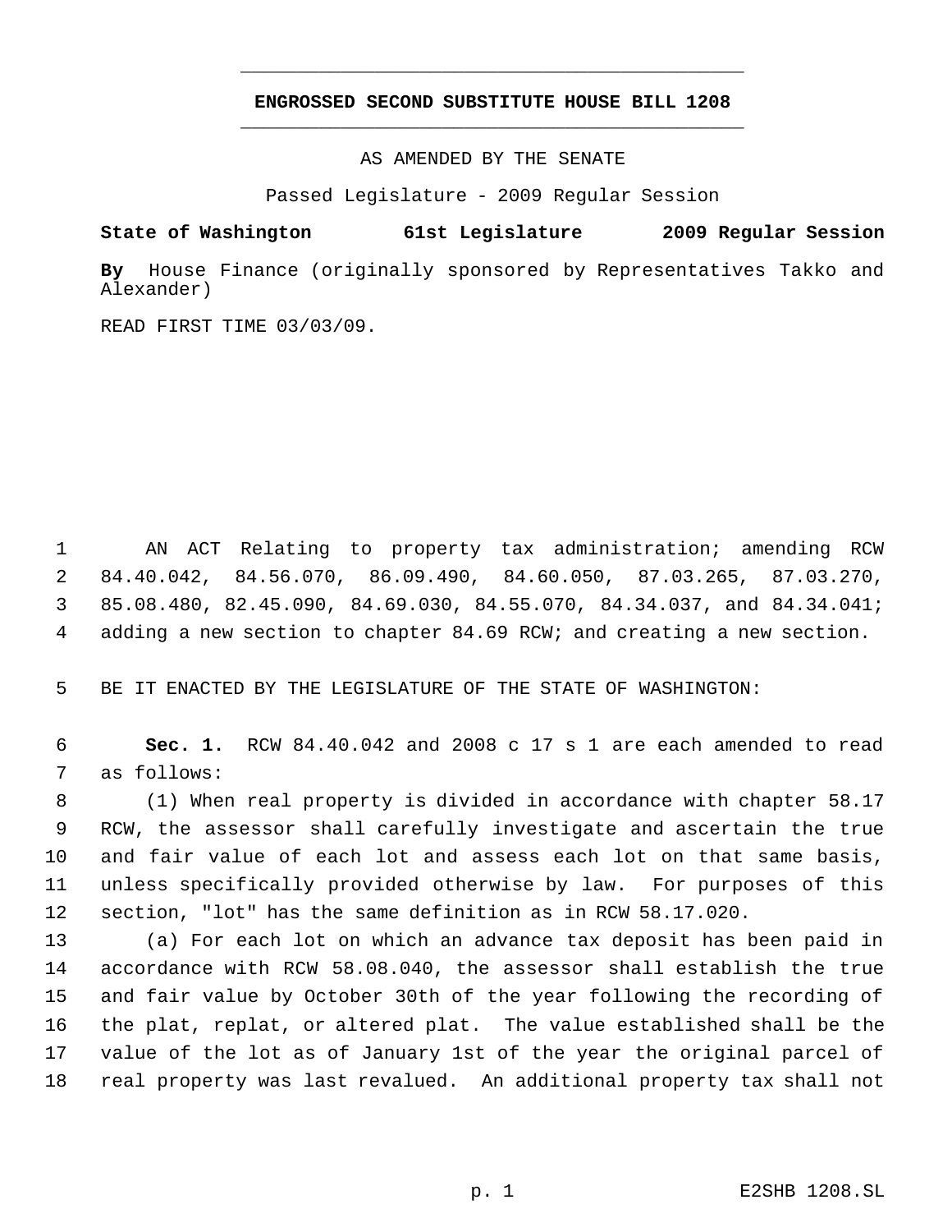**ENGROSSED SECOND SUBSTITUTE HOUSE BILL 1208**

AS AMENDED BY THE SENATE

Passed Legislature - 2009 Regular Session

**State of Washington 61st Legislature 2009 Regular Session**

**By** House Finance (originally sponsored by Representatives Takko and Alexander)

READ FIRST TIME 03/03/09.

AN ACT Relating to property tax administration; amending RCW 84.40.042, 84.56.070, 86.09.490, 84.60.050, 87.03.265, 87.03.270, 85.08.480, 82.45.090, 84.69.030, 84.55.070, 84.34.037, and 84.34.041; adding a new section to chapter 84.69 RCW; and creating a new section.

BE IT ENACTED BY THE LEGISLATURE OF THE STATE OF WASHINGTON:

**Sec. 1.** RCW 84.40.042 and 2008 c 17 s 1 are each amended to read as follows:

(1) When real property is divided in accordance with chapter 58.17 RCW, the assessor shall carefully investigate and ascertain the true and fair value of each lot and assess each lot on that same basis, unless specifically provided otherwise by law. For purposes of this section, "lot" has the same definition as in RCW 58.17.020.

(a) For each lot on which an advance tax deposit has been paid in accordance with RCW 58.08.040, the assessor shall establish the true and fair value by October 30th of the year following the recording of the plat, replat, or altered plat. The value established shall be the value of the lot as of January 1st of the year the original parcel of real property was last revalued. An additional property tax shall not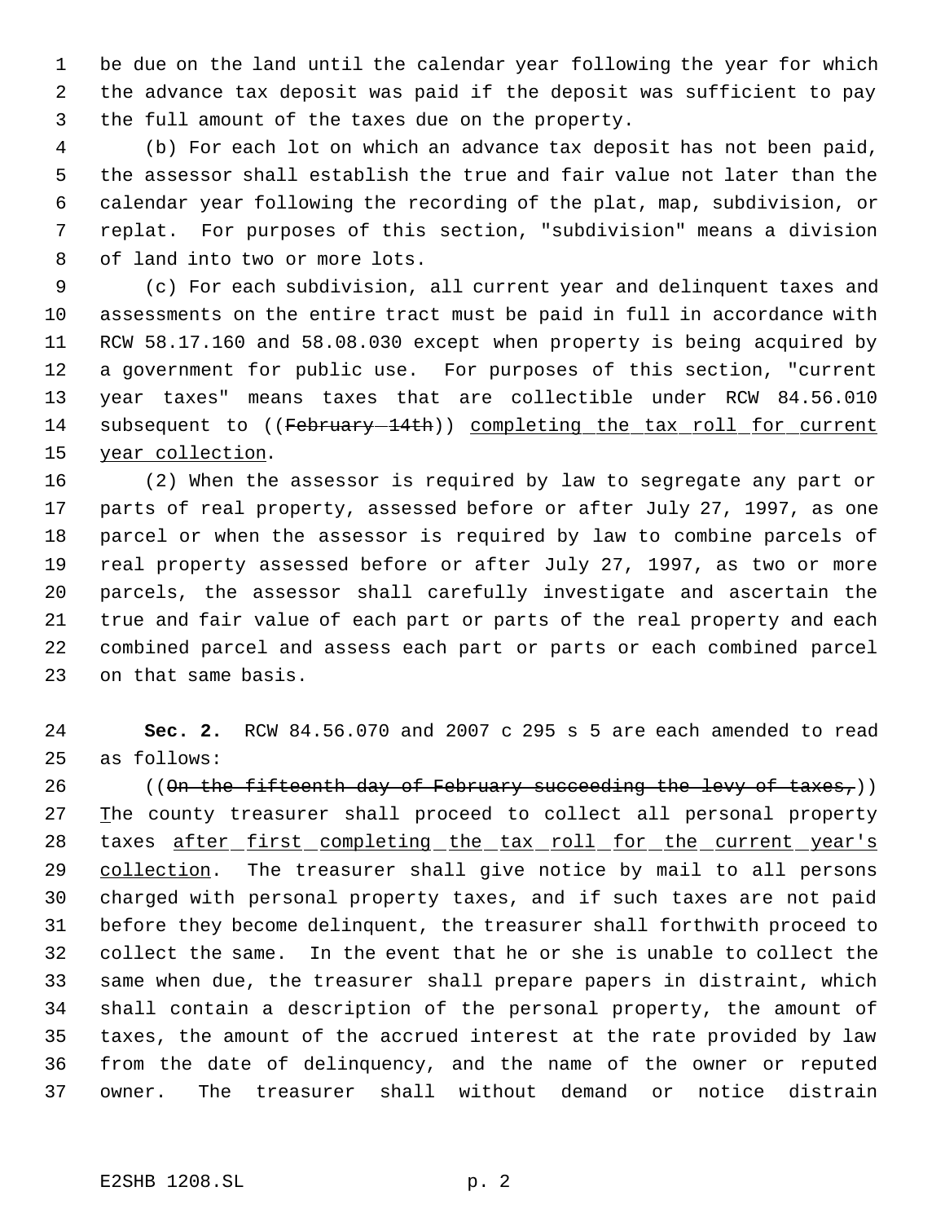be due on the land until the calendar year following the year for which the advance tax deposit was paid if the deposit was sufficient to pay the full amount of the taxes due on the property.

(b) For each lot on which an advance tax deposit has not been paid, the assessor shall establish the true and fair value not later than the calendar year following the recording of the plat, map, subdivision, or replat. For purposes of this section, "subdivision" means a division of land into two or more lots.

(c) For each subdivision, all current year and delinquent taxes and assessments on the entire tract must be paid in full in accordance with RCW 58.17.160 and 58.08.030 except when property is being acquired by a government for public use. For purposes of this section, "current year taxes" means taxes that are collectible under RCW 84.56.010 subsequent to ((~~February 14th~~)) <u>completing the tax roll for current year collection</u>.

(2) When the assessor is required by law to segregate any part or parts of real property, assessed before or after July 27, 1997, as one parcel or when the assessor is required by law to combine parcels of real property assessed before or after July 27, 1997, as two or more parcels, the assessor shall carefully investigate and ascertain the true and fair value of each part or parts of the real property and each combined parcel and assess each part or parts or each combined parcel on that same basis.

**Sec. 2.** RCW 84.56.070 and 2007 c 295 s 5 are each amended to read as follows:

((~~On the fifteenth day of February succeeding the levy of taxes,~~)) <u>T</u>he county treasurer shall proceed to collect all personal property taxes <u>after first completing the tax roll for the current year's collection</u>. The treasurer shall give notice by mail to all persons charged with personal property taxes, and if such taxes are not paid before they become delinquent, the treasurer shall forthwith proceed to collect the same. In the event that he or she is unable to collect the same when due, the treasurer shall prepare papers in distraint, which shall contain a description of the personal property, the amount of taxes, the amount of the accrued interest at the rate provided by law from the date of delinquency, and the name of the owner or reputed owner. The treasurer shall without demand or notice distrain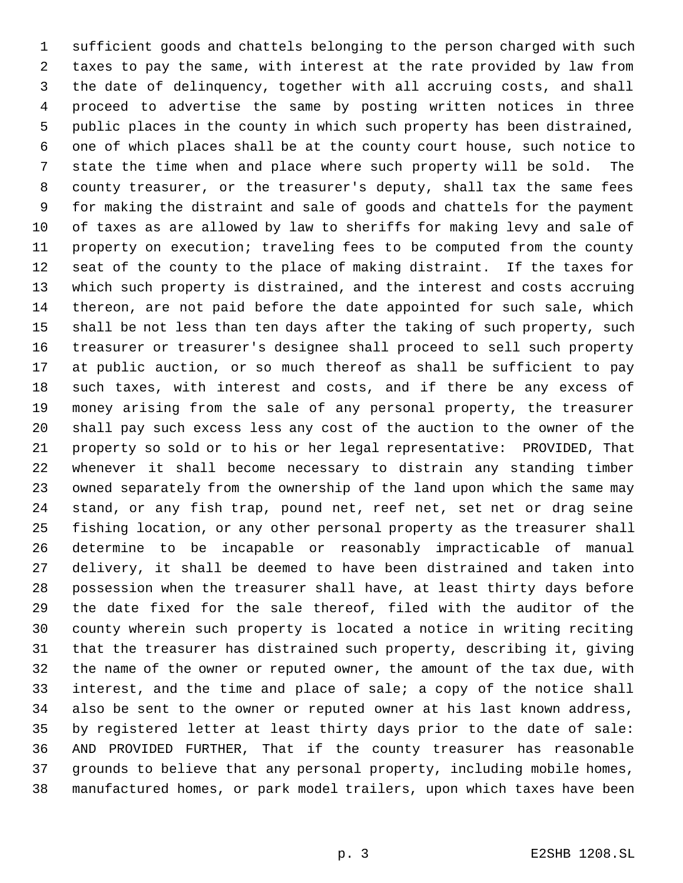sufficient goods and chattels belonging to the person charged with such taxes to pay the same, with interest at the rate provided by law from the date of delinquency, together with all accruing costs, and shall proceed to advertise the same by posting written notices in three public places in the county in which such property has been distrained, one of which places shall be at the county court house, such notice to state the time when and place where such property will be sold. The county treasurer, or the treasurer's deputy, shall tax the same fees for making the distraint and sale of goods and chattels for the payment of taxes as are allowed by law to sheriffs for making levy and sale of property on execution; traveling fees to be computed from the county seat of the county to the place of making distraint. If the taxes for which such property is distrained, and the interest and costs accruing thereon, are not paid before the date appointed for such sale, which shall be not less than ten days after the taking of such property, such treasurer or treasurer's designee shall proceed to sell such property at public auction, or so much thereof as shall be sufficient to pay such taxes, with interest and costs, and if there be any excess of money arising from the sale of any personal property, the treasurer shall pay such excess less any cost of the auction to the owner of the property so sold or to his or her legal representative: PROVIDED, That whenever it shall become necessary to distrain any standing timber owned separately from the ownership of the land upon which the same may stand, or any fish trap, pound net, reef net, set net or drag seine fishing location, or any other personal property as the treasurer shall determine to be incapable or reasonably impracticable of manual delivery, it shall be deemed to have been distrained and taken into possession when the treasurer shall have, at least thirty days before the date fixed for the sale thereof, filed with the auditor of the county wherein such property is located a notice in writing reciting that the treasurer has distrained such property, describing it, giving the name of the owner or reputed owner, the amount of the tax due, with interest, and the time and place of sale; a copy of the notice shall also be sent to the owner or reputed owner at his last known address, by registered letter at least thirty days prior to the date of sale: AND PROVIDED FURTHER, That if the county treasurer has reasonable grounds to believe that any personal property, including mobile homes, manufactured homes, or park model trailers, upon which taxes have been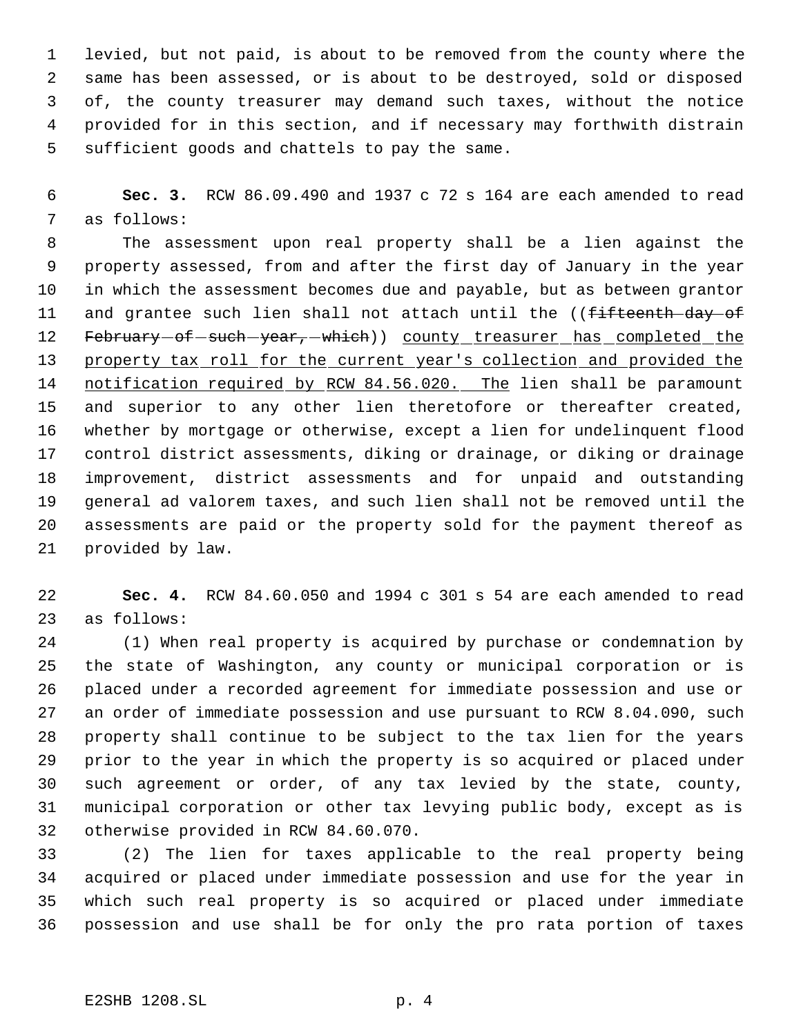levied, but not paid, is about to be removed from the county where the same has been assessed, or is about to be destroyed, sold or disposed of, the county treasurer may demand such taxes, without the notice provided for in this section, and if necessary may forthwith distrain sufficient goods and chattels to pay the same.

**Sec. 3.** RCW 86.09.490 and 1937 c 72 s 164 are each amended to read as follows:

The assessment upon real property shall be a lien against the property assessed, from and after the first day of January in the year in which the assessment becomes due and payable, but as between grantor and grantee such lien shall not attach until the ((~~fifteenth day of February of such year, which~~)) <u>county treasurer has completed the property tax roll for the current year's collection and provided the notification required by RCW 84.56.020. The</u> lien shall be paramount and superior to any other lien theretofore or thereafter created, whether by mortgage or otherwise, except a lien for undelinquent flood control district assessments, diking or drainage, or diking or drainage improvement, district assessments and for unpaid and outstanding general ad valorem taxes, and such lien shall not be removed until the assessments are paid or the property sold for the payment thereof as provided by law.

**Sec. 4.** RCW 84.60.050 and 1994 c 301 s 54 are each amended to read as follows:

(1) When real property is acquired by purchase or condemnation by the state of Washington, any county or municipal corporation or is placed under a recorded agreement for immediate possession and use or an order of immediate possession and use pursuant to RCW 8.04.090, such property shall continue to be subject to the tax lien for the years prior to the year in which the property is so acquired or placed under such agreement or order, of any tax levied by the state, county, municipal corporation or other tax levying public body, except as is otherwise provided in RCW 84.60.070.

(2) The lien for taxes applicable to the real property being acquired or placed under immediate possession and use for the year in which such real property is so acquired or placed under immediate possession and use shall be for only the pro rata portion of taxes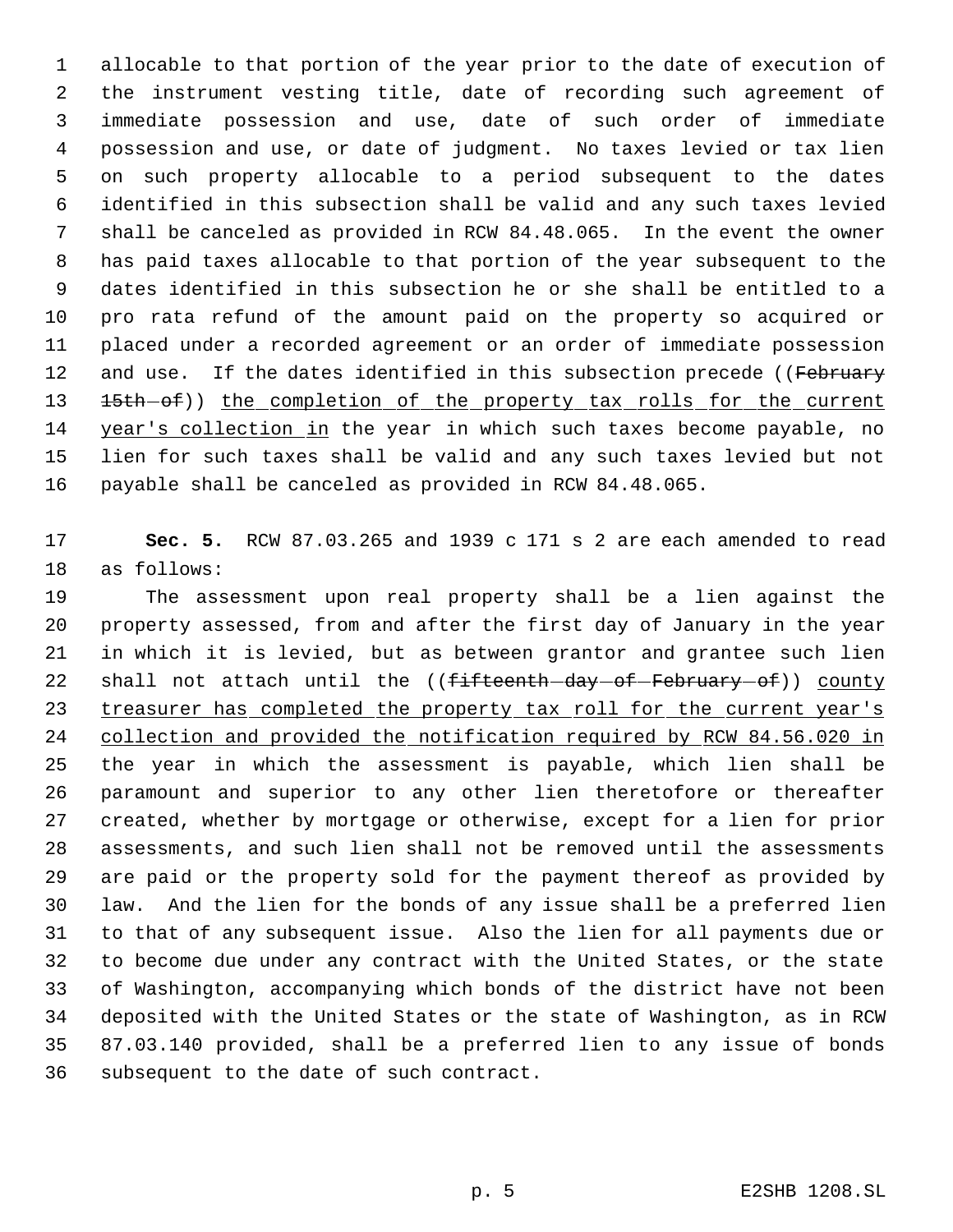allocable to that portion of the year prior to the date of execution of the instrument vesting title, date of recording such agreement of immediate possession and use, date of such order of immediate possession and use, or date of judgment. No taxes levied or tax lien on such property allocable to a period subsequent to the dates identified in this subsection shall be valid and any such taxes levied shall be canceled as provided in RCW 84.48.065. In the event the owner has paid taxes allocable to that portion of the year subsequent to the dates identified in this subsection he or she shall be entitled to a pro rata refund of the amount paid on the property so acquired or placed under a recorded agreement or an order of immediate possession and use. If the dates identified in this subsection precede ((~~February 15th of~~)) <u>the completion of the property tax rolls for the current year's collection in</u> the year in which such taxes become payable, no lien for such taxes shall be valid and any such taxes levied but not payable shall be canceled as provided in RCW 84.48.065.

**Sec. 5.** RCW 87.03.265 and 1939 c 171 s 2 are each amended to read as follows:

The assessment upon real property shall be a lien against the property assessed, from and after the first day of January in the year in which it is levied, but as between grantor and grantee such lien shall not attach until the ((~~fifteenth day of February of~~)) <u>county treasurer has completed the property tax roll for the current year's collection and provided the notification required by RCW 84.56.020 in</u> the year in which the assessment is payable, which lien shall be paramount and superior to any other lien theretofore or thereafter created, whether by mortgage or otherwise, except for a lien for prior assessments, and such lien shall not be removed until the assessments are paid or the property sold for the payment thereof as provided by law. And the lien for the bonds of any issue shall be a preferred lien to that of any subsequent issue. Also the lien for all payments due or to become due under any contract with the United States, or the state of Washington, accompanying which bonds of the district have not been deposited with the United States or the state of Washington, as in RCW 87.03.140 provided, shall be a preferred lien to any issue of bonds subsequent to the date of such contract.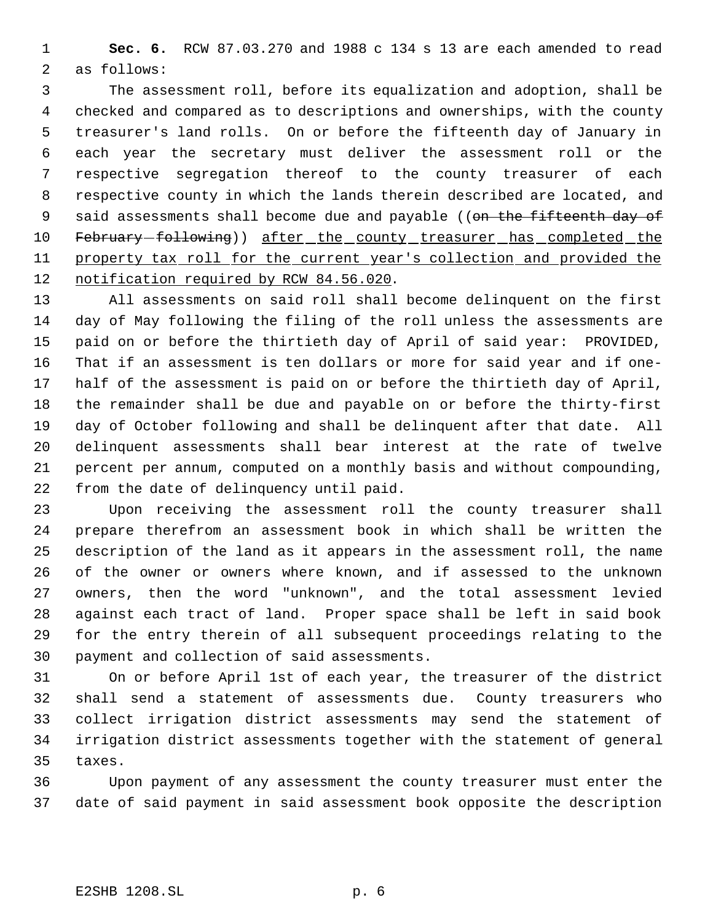**Sec. 6.** RCW 87.03.270 and 1988 c 134 s 13 are each amended to read as follows:

The assessment roll, before its equalization and adoption, shall be checked and compared as to descriptions and ownerships, with the county treasurer's land rolls. On or before the fifteenth day of January in each year the secretary must deliver the assessment roll or the respective segregation thereof to the county treasurer of each respective county in which the lands therein described are located, and said assessments shall become due and payable ((~~on the fifteenth day of February following~~)) after the county treasurer has completed the property tax roll for the current year's collection and provided the notification required by RCW 84.56.020.

All assessments on said roll shall become delinquent on the first day of May following the filing of the roll unless the assessments are paid on or before the thirtieth day of April of said year: PROVIDED, That if an assessment is ten dollars or more for said year and if one-half of the assessment is paid on or before the thirtieth day of April, the remainder shall be due and payable on or before the thirty-first day of October following and shall be delinquent after that date. All delinquent assessments shall bear interest at the rate of twelve percent per annum, computed on a monthly basis and without compounding, from the date of delinquency until paid.

Upon receiving the assessment roll the county treasurer shall prepare therefrom an assessment book in which shall be written the description of the land as it appears in the assessment roll, the name of the owner or owners where known, and if assessed to the unknown owners, then the word "unknown", and the total assessment levied against each tract of land. Proper space shall be left in said book for the entry therein of all subsequent proceedings relating to the payment and collection of said assessments.

On or before April 1st of each year, the treasurer of the district shall send a statement of assessments due. County treasurers who collect irrigation district assessments may send the statement of irrigation district assessments together with the statement of general taxes.

Upon payment of any assessment the county treasurer must enter the date of said payment in said assessment book opposite the description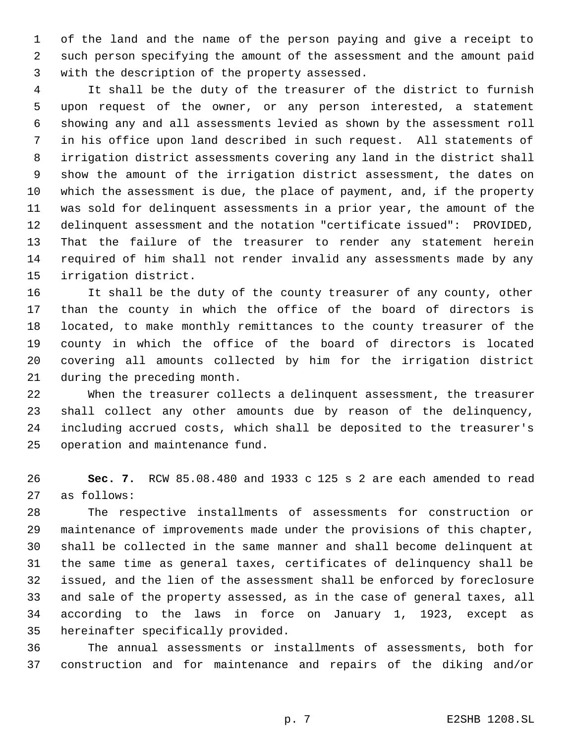of the land and the name of the person paying and give a receipt to such person specifying the amount of the assessment and the amount paid with the description of the property assessed.

It shall be the duty of the treasurer of the district to furnish upon request of the owner, or any person interested, a statement showing any and all assessments levied as shown by the assessment roll in his office upon land described in such request. All statements of irrigation district assessments covering any land in the district shall show the amount of the irrigation district assessment, the dates on which the assessment is due, the place of payment, and, if the property was sold for delinquent assessments in a prior year, the amount of the delinquent assessment and the notation "certificate issued": PROVIDED, That the failure of the treasurer to render any statement herein required of him shall not render invalid any assessments made by any irrigation district.

It shall be the duty of the county treasurer of any county, other than the county in which the office of the board of directors is located, to make monthly remittances to the county treasurer of the county in which the office of the board of directors is located covering all amounts collected by him for the irrigation district during the preceding month.

When the treasurer collects a delinquent assessment, the treasurer shall collect any other amounts due by reason of the delinquency, including accrued costs, which shall be deposited to the treasurer's operation and maintenance fund.

**Sec. 7.** RCW 85.08.480 and 1933 c 125 s 2 are each amended to read as follows:

The respective installments of assessments for construction or maintenance of improvements made under the provisions of this chapter, shall be collected in the same manner and shall become delinquent at the same time as general taxes, certificates of delinquency shall be issued, and the lien of the assessment shall be enforced by foreclosure and sale of the property assessed, as in the case of general taxes, all according to the laws in force on January 1, 1923, except as hereinafter specifically provided.

The annual assessments or installments of assessments, both for construction and for maintenance and repairs of the diking and/or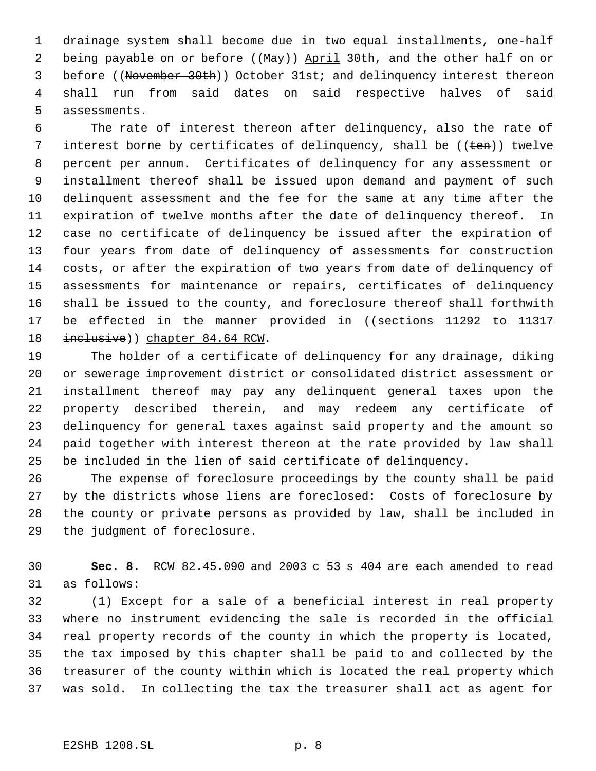drainage system shall become due in two equal installments, one-half being payable on or before ((~~May~~)) <u>April</u> 30th, and the other half on or before ((~~November 30th~~)) <u>October 31st</u>; and delinquency interest thereon shall run from said dates on said respective halves of said assessments.

The rate of interest thereon after delinquency, also the rate of interest borne by certificates of delinquency, shall be ((~~ten~~)) <u>twelve</u> percent per annum. Certificates of delinquency for any assessment or installment thereof shall be issued upon demand and payment of such delinquent assessment and the fee for the same at any time after the expiration of twelve months after the date of delinquency thereof. In case no certificate of delinquency be issued after the expiration of four years from date of delinquency of assessments for construction costs, or after the expiration of two years from date of delinquency of assessments for maintenance or repairs, certificates of delinquency shall be issued to the county, and foreclosure thereof shall forthwith be effected in the manner provided in ((~~sections 11292 to 11317 inclusive~~)) <u>chapter 84.64 RCW</u>.

The holder of a certificate of delinquency for any drainage, diking or sewerage improvement district or consolidated district assessment or installment thereof may pay any delinquent general taxes upon the property described therein, and may redeem any certificate of delinquency for general taxes against said property and the amount so paid together with interest thereon at the rate provided by law shall be included in the lien of said certificate of delinquency.

The expense of foreclosure proceedings by the county shall be paid by the districts whose liens are foreclosed: Costs of foreclosure by the county or private persons as provided by law, shall be included in the judgment of foreclosure.

**Sec. 8.** RCW 82.45.090 and 2003 c 53 s 404 are each amended to read as follows:

(1) Except for a sale of a beneficial interest in real property where no instrument evidencing the sale is recorded in the official real property records of the county in which the property is located, the tax imposed by this chapter shall be paid to and collected by the treasurer of the county within which is located the real property which was sold. In collecting the tax the treasurer shall act as agent for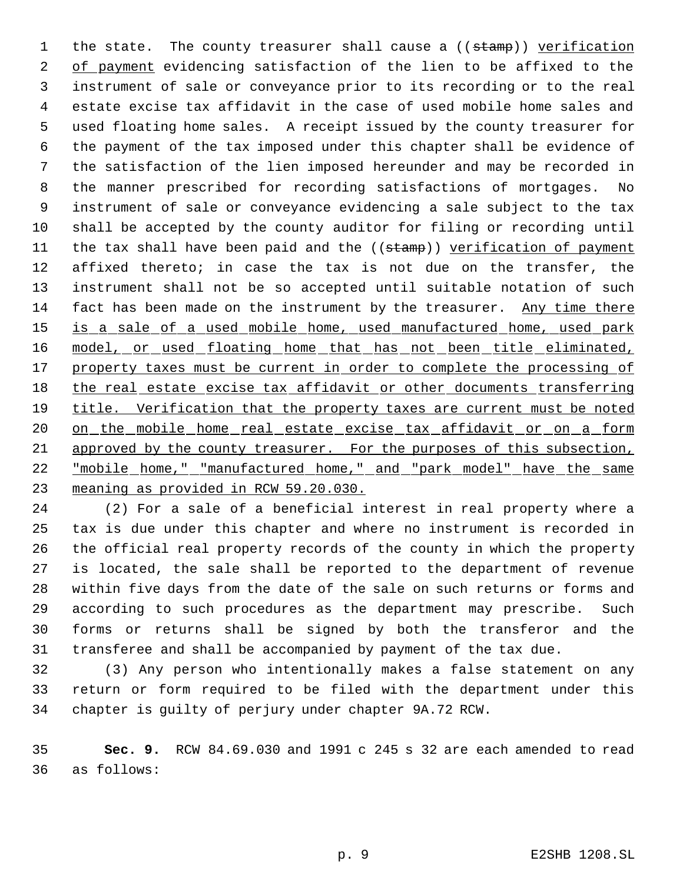the state. The county treasurer shall cause a ((~~stamp~~)) <u>verification of payment</u> evidencing satisfaction of the lien to be affixed to the instrument of sale or conveyance prior to its recording or to the real estate excise tax affidavit in the case of used mobile home sales and used floating home sales. A receipt issued by the county treasurer for the payment of the tax imposed under this chapter shall be evidence of the satisfaction of the lien imposed hereunder and may be recorded in the manner prescribed for recording satisfactions of mortgages. No instrument of sale or conveyance evidencing a sale subject to the tax shall be accepted by the county auditor for filing or recording until the tax shall have been paid and the ((~~stamp~~)) <u>verification of payment</u> affixed thereto; in case the tax is not due on the transfer, the instrument shall not be so accepted until suitable notation of such fact has been made on the instrument by the treasurer. <u>Any time there is a sale of a used mobile home, used manufactured home, used park model, or used floating home that has not been title eliminated, property taxes must be current in order to complete the processing of the real estate excise tax affidavit or other documents transferring title. Verification that the property taxes are current must be noted on the mobile home real estate excise tax affidavit or on a form approved by the county treasurer. For the purposes of this subsection, "mobile home," "manufactured home," and "park model" have the same meaning as provided in RCW 59.20.030.</u>

(2) For a sale of a beneficial interest in real property where a tax is due under this chapter and where no instrument is recorded in the official real property records of the county in which the property is located, the sale shall be reported to the department of revenue within five days from the date of the sale on such returns or forms and according to such procedures as the department may prescribe. Such forms or returns shall be signed by both the transferor and the transferee and shall be accompanied by payment of the tax due.

(3) Any person who intentionally makes a false statement on any return or form required to be filed with the department under this chapter is guilty of perjury under chapter 9A.72 RCW.

**Sec. 9.** RCW 84.69.030 and 1991 c 245 s 32 are each amended to read as follows: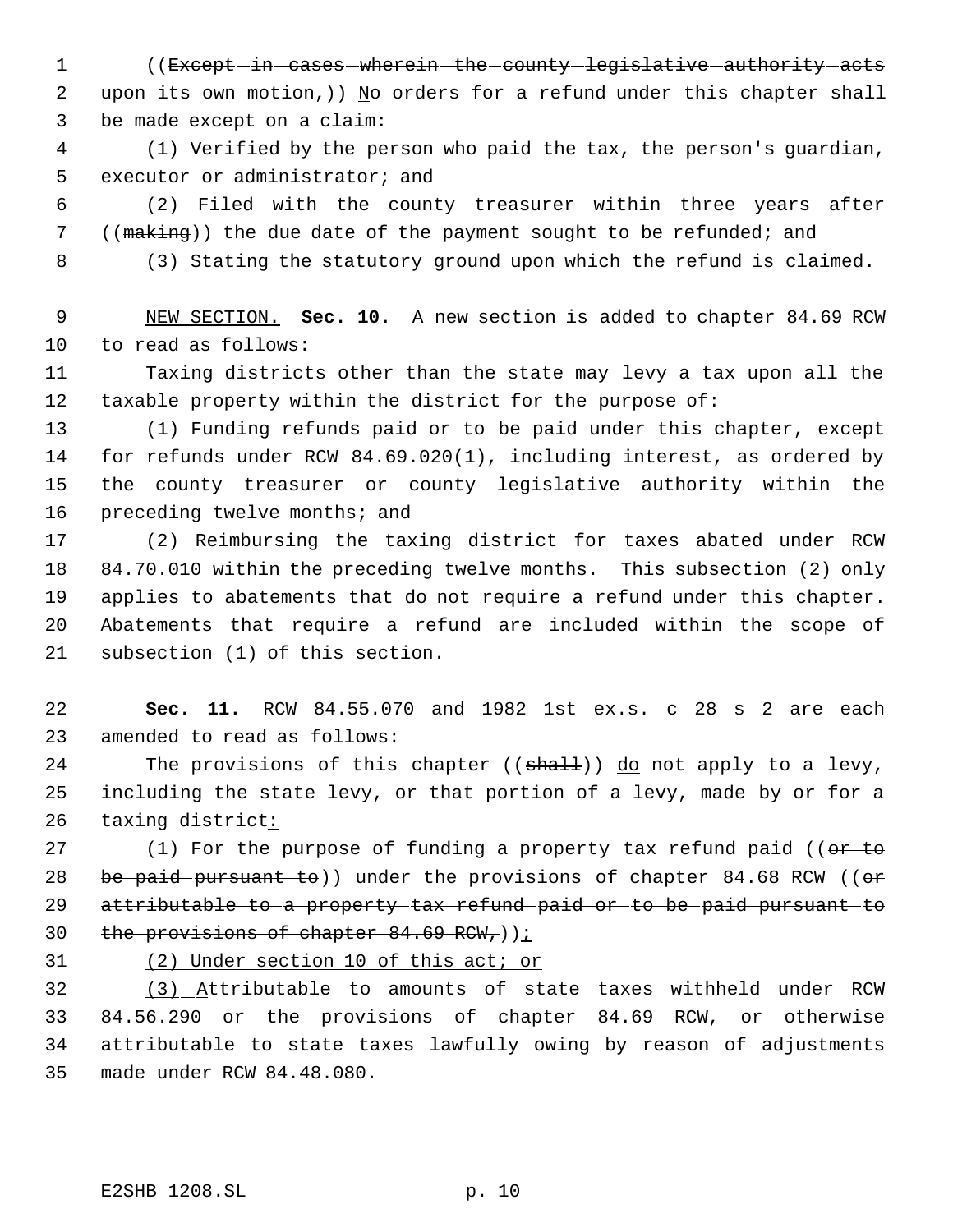((~~Except in cases wherein the county legislative authority acts upon its own motion,~~)) No orders for a refund under this chapter shall be made except on a claim:

(1) Verified by the person who paid the tax, the person's guardian, executor or administrator; and

(2) Filed with the county treasurer within three years after ((~~making~~)) the due date of the payment sought to be refunded; and

(3) Stating the statutory ground upon which the refund is claimed.

NEW SECTION. **Sec. 10.** A new section is added to chapter 84.69 RCW to read as follows:

Taxing districts other than the state may levy a tax upon all the taxable property within the district for the purpose of:

(1) Funding refunds paid or to be paid under this chapter, except for refunds under RCW 84.69.020(1), including interest, as ordered by the county treasurer or county legislative authority within the preceding twelve months; and

(2) Reimbursing the taxing district for taxes abated under RCW 84.70.010 within the preceding twelve months. This subsection (2) only applies to abatements that do not require a refund under this chapter. Abatements that require a refund are included within the scope of subsection (1) of this section.

**Sec. 11.** RCW 84.55.070 and 1982 1st ex.s. c 28 s 2 are each amended to read as follows:

The provisions of this chapter ((~~shall~~)) do not apply to a levy, including the state levy, or that portion of a levy, made by or for a taxing district:

(1) For the purpose of funding a property tax refund paid ((~~or to be paid pursuant to~~)) under the provisions of chapter 84.68 RCW ((~~or attributable to a property tax refund paid or to be paid pursuant to the provisions of chapter 84.69 RCW,~~));

(2) Under section 10 of this act; or

(3) Attributable to amounts of state taxes withheld under RCW 84.56.290 or the provisions of chapter 84.69 RCW, or otherwise attributable to state taxes lawfully owing by reason of adjustments made under RCW 84.48.080.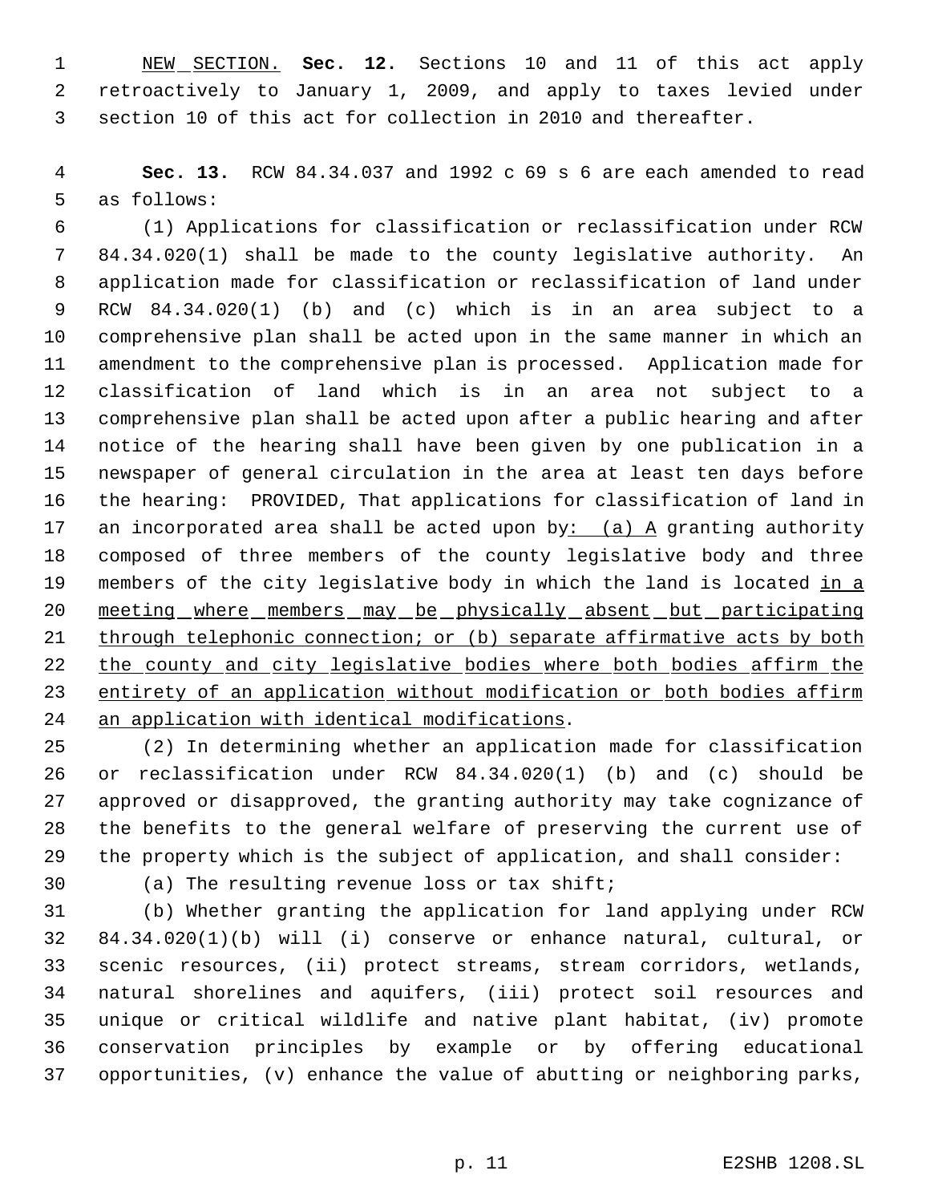NEW SECTION. **Sec. 12.** Sections 10 and 11 of this act apply retroactively to January 1, 2009, and apply to taxes levied under section 10 of this act for collection in 2010 and thereafter.

**Sec. 13.** RCW 84.34.037 and 1992 c 69 s 6 are each amended to read as follows:

(1) Applications for classification or reclassification under RCW 84.34.020(1) shall be made to the county legislative authority. An application made for classification or reclassification of land under RCW 84.34.020(1) (b) and (c) which is in an area subject to a comprehensive plan shall be acted upon in the same manner in which an amendment to the comprehensive plan is processed. Application made for classification of land which is in an area not subject to a comprehensive plan shall be acted upon after a public hearing and after notice of the hearing shall have been given by one publication in a newspaper of general circulation in the area at least ten days before the hearing: PROVIDED, That applications for classification of land in an incorporated area shall be acted upon by: (a) A granting authority composed of three members of the county legislative body and three members of the city legislative body in which the land is located in a meeting where members may be physically absent but participating through telephonic connection; or (b) separate affirmative acts by both the county and city legislative bodies where both bodies affirm the entirety of an application without modification or both bodies affirm an application with identical modifications.

(2) In determining whether an application made for classification or reclassification under RCW 84.34.020(1) (b) and (c) should be approved or disapproved, the granting authority may take cognizance of the benefits to the general welfare of preserving the current use of the property which is the subject of application, and shall consider:

(a) The resulting revenue loss or tax shift;

(b) Whether granting the application for land applying under RCW 84.34.020(1)(b) will (i) conserve or enhance natural, cultural, or scenic resources, (ii) protect streams, stream corridors, wetlands, natural shorelines and aquifers, (iii) protect soil resources and unique or critical wildlife and native plant habitat, (iv) promote conservation principles by example or by offering educational opportunities, (v) enhance the value of abutting or neighboring parks,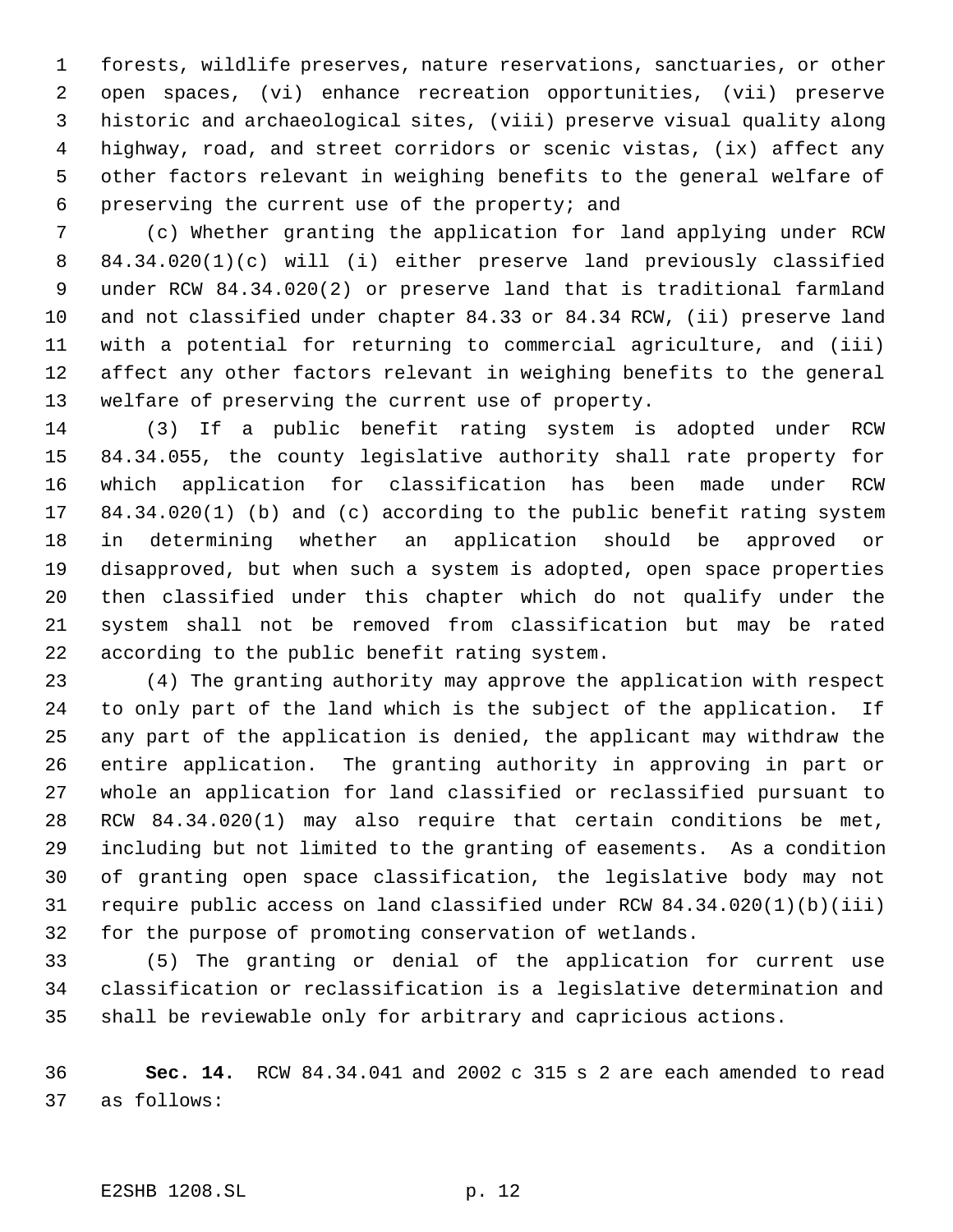forests, wildlife preserves, nature reservations, sanctuaries, or other open spaces, (vi) enhance recreation opportunities, (vii) preserve historic and archaeological sites, (viii) preserve visual quality along highway, road, and street corridors or scenic vistas, (ix) affect any other factors relevant in weighing benefits to the general welfare of preserving the current use of the property; and

(c) Whether granting the application for land applying under RCW 84.34.020(1)(c) will (i) either preserve land previously classified under RCW 84.34.020(2) or preserve land that is traditional farmland and not classified under chapter 84.33 or 84.34 RCW, (ii) preserve land with a potential for returning to commercial agriculture, and (iii) affect any other factors relevant in weighing benefits to the general welfare of preserving the current use of property.

(3) If a public benefit rating system is adopted under RCW 84.34.055, the county legislative authority shall rate property for which application for classification has been made under RCW 84.34.020(1) (b) and (c) according to the public benefit rating system in determining whether an application should be approved or disapproved, but when such a system is adopted, open space properties then classified under this chapter which do not qualify under the system shall not be removed from classification but may be rated according to the public benefit rating system.

(4) The granting authority may approve the application with respect to only part of the land which is the subject of the application. If any part of the application is denied, the applicant may withdraw the entire application. The granting authority in approving in part or whole an application for land classified or reclassified pursuant to RCW 84.34.020(1) may also require that certain conditions be met, including but not limited to the granting of easements. As a condition of granting open space classification, the legislative body may not require public access on land classified under RCW 84.34.020(1)(b)(iii) for the purpose of promoting conservation of wetlands.

(5) The granting or denial of the application for current use classification or reclassification is a legislative determination and shall be reviewable only for arbitrary and capricious actions.

**Sec. 14.** RCW 84.34.041 and 2002 c 315 s 2 are each amended to read as follows: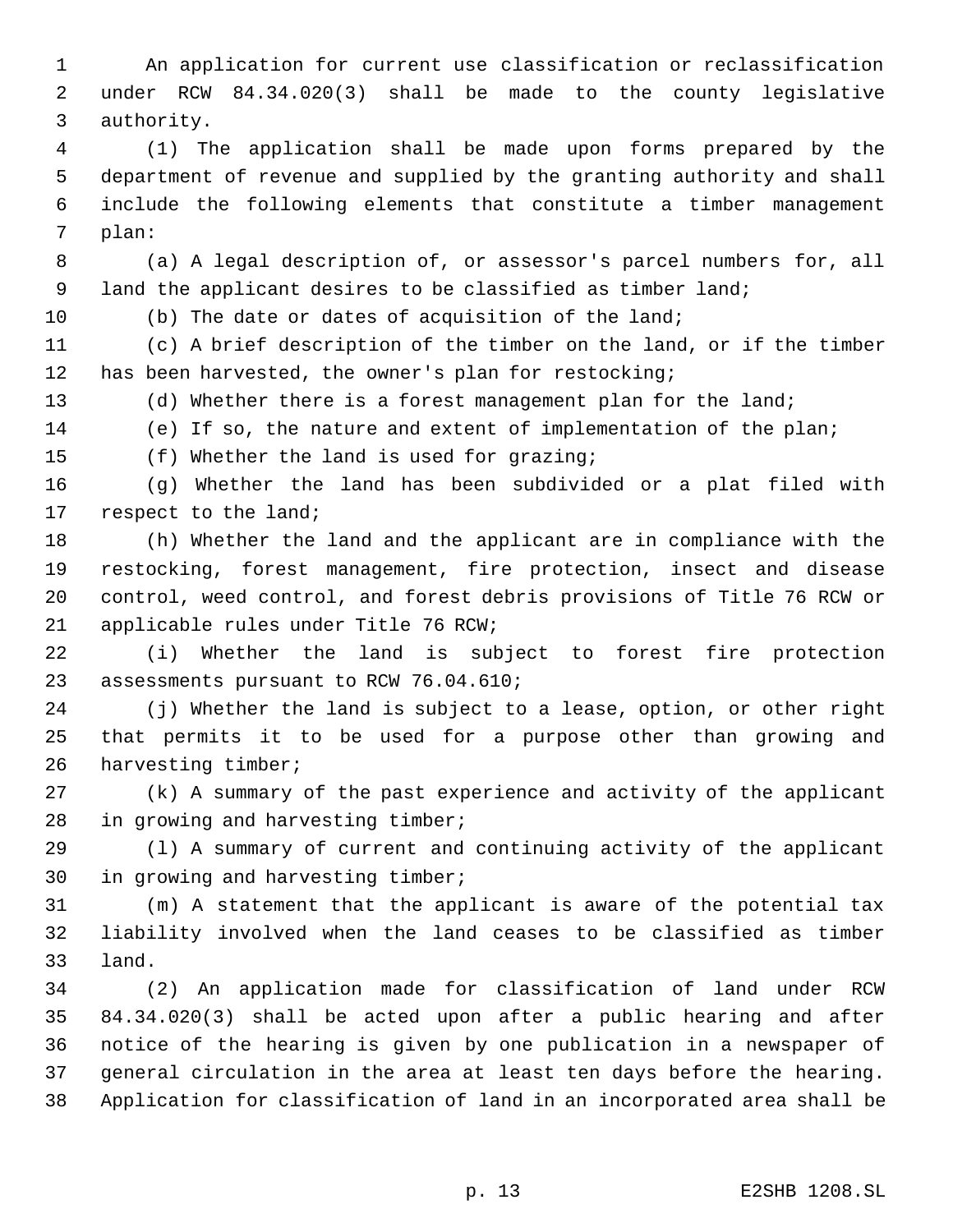An application for current use classification or reclassification under RCW 84.34.020(3) shall be made to the county legislative authority.

(1) The application shall be made upon forms prepared by the department of revenue and supplied by the granting authority and shall include the following elements that constitute a timber management plan:

(a) A legal description of, or assessor's parcel numbers for, all land the applicant desires to be classified as timber land;

(b) The date or dates of acquisition of the land;

(c) A brief description of the timber on the land, or if the timber has been harvested, the owner's plan for restocking;

(d) Whether there is a forest management plan for the land;

(e) If so, the nature and extent of implementation of the plan;

(f) Whether the land is used for grazing;

(g) Whether the land has been subdivided or a plat filed with respect to the land;

(h) Whether the land and the applicant are in compliance with the restocking, forest management, fire protection, insect and disease control, weed control, and forest debris provisions of Title 76 RCW or applicable rules under Title 76 RCW;

(i) Whether the land is subject to forest fire protection assessments pursuant to RCW 76.04.610;

(j) Whether the land is subject to a lease, option, or other right that permits it to be used for a purpose other than growing and harvesting timber;

(k) A summary of the past experience and activity of the applicant in growing and harvesting timber;

(l) A summary of current and continuing activity of the applicant in growing and harvesting timber;

(m) A statement that the applicant is aware of the potential tax liability involved when the land ceases to be classified as timber land.

(2) An application made for classification of land under RCW 84.34.020(3) shall be acted upon after a public hearing and after notice of the hearing is given by one publication in a newspaper of general circulation in the area at least ten days before the hearing. Application for classification of land in an incorporated area shall be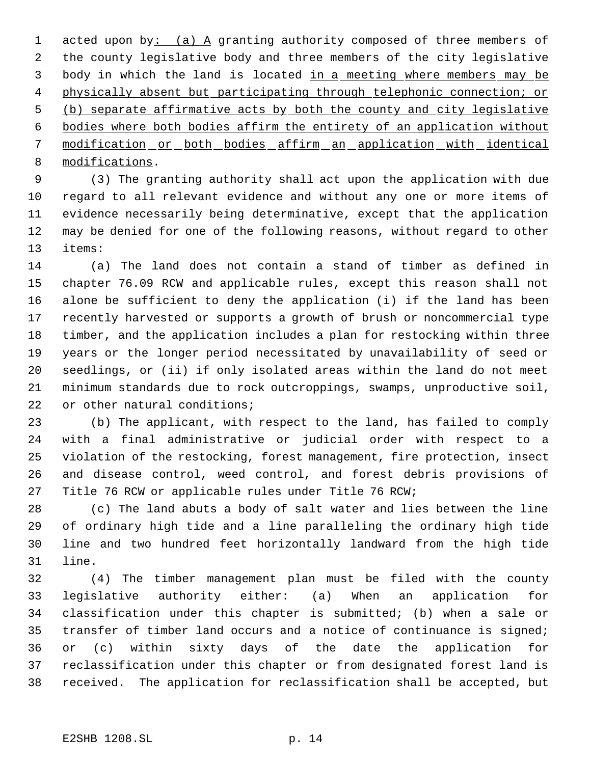acted upon by: (a) A granting authority composed of three members of the county legislative body and three members of the city legislative body in which the land is located in a meeting where members may be physically absent but participating through telephonic connection; or (b) separate affirmative acts by both the county and city legislative bodies where both bodies affirm the entirety of an application without modification or both bodies affirm an application with identical modifications.

(3) The granting authority shall act upon the application with due regard to all relevant evidence and without any one or more items of evidence necessarily being determinative, except that the application may be denied for one of the following reasons, without regard to other items:

(a) The land does not contain a stand of timber as defined in chapter 76.09 RCW and applicable rules, except this reason shall not alone be sufficient to deny the application (i) if the land has been recently harvested or supports a growth of brush or noncommercial type timber, and the application includes a plan for restocking within three years or the longer period necessitated by unavailability of seed or seedlings, or (ii) if only isolated areas within the land do not meet minimum standards due to rock outcroppings, swamps, unproductive soil, or other natural conditions;

(b) The applicant, with respect to the land, has failed to comply with a final administrative or judicial order with respect to a violation of the restocking, forest management, fire protection, insect and disease control, weed control, and forest debris provisions of Title 76 RCW or applicable rules under Title 76 RCW;

(c) The land abuts a body of salt water and lies between the line of ordinary high tide and a line paralleling the ordinary high tide line and two hundred feet horizontally landward from the high tide line.

(4) The timber management plan must be filed with the county legislative authority either: (a) When an application for classification under this chapter is submitted; (b) when a sale or transfer of timber land occurs and a notice of continuance is signed; or (c) within sixty days of the date the application for reclassification under this chapter or from designated forest land is received. The application for reclassification shall be accepted, but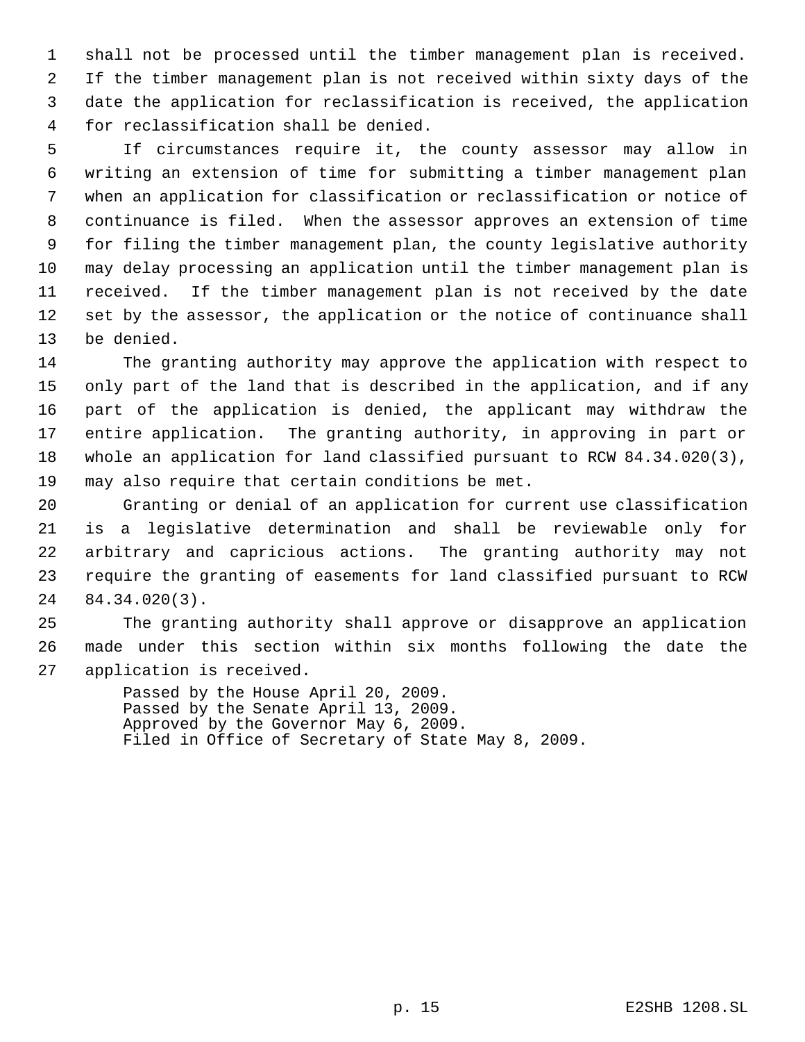shall not be processed until the timber management plan is received. If the timber management plan is not received within sixty days of the date the application for reclassification is received, the application for reclassification shall be denied.

If circumstances require it, the county assessor may allow in writing an extension of time for submitting a timber management plan when an application for classification or reclassification or notice of continuance is filed. When the assessor approves an extension of time for filing the timber management plan, the county legislative authority may delay processing an application until the timber management plan is received. If the timber management plan is not received by the date set by the assessor, the application or the notice of continuance shall be denied.

The granting authority may approve the application with respect to only part of the land that is described in the application, and if any part of the application is denied, the applicant may withdraw the entire application. The granting authority, in approving in part or whole an application for land classified pursuant to RCW 84.34.020(3), may also require that certain conditions be met.

Granting or denial of an application for current use classification is a legislative determination and shall be reviewable only for arbitrary and capricious actions. The granting authority may not require the granting of easements for land classified pursuant to RCW 84.34.020(3).

The granting authority shall approve or disapprove an application made under this section within six months following the date the application is received.

Passed by the House April 20, 2009.
Passed by the Senate April 13, 2009.
Approved by the Governor May 6, 2009.
Filed in Office of Secretary of State May 8, 2009.